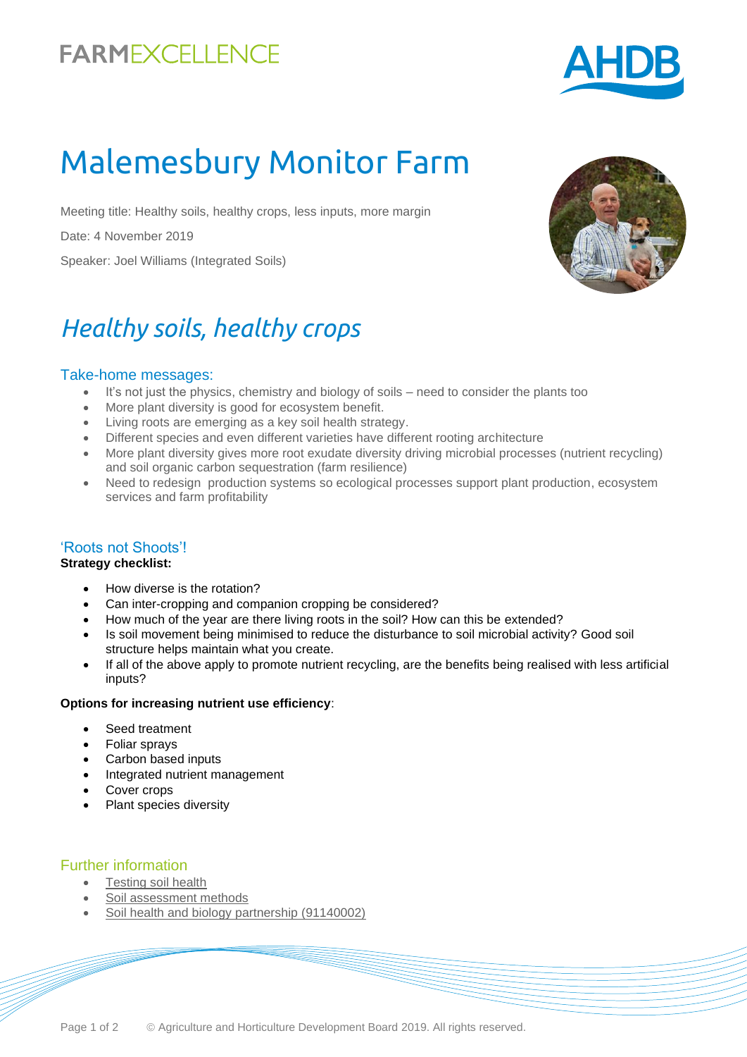FARMEXCELLENCE

AHDB

# Malemesbury Monitor Farm

Meeting title: Healthy soils, healthy crops, less inputs, more margin

Date: 4 November 2019

Speaker: Joel Williams (Integrated Soils)

## *Healthy soils, healthy crops*

### Take-home messages:

- It's not just the physics, chemistry and biology of soils – need to consider the plants too
- More plant diversity is good for ecosystem benefit.
- Living roots are emerging as a key soil health strategy.
- Different species and even different varieties have different rooting architecture
- More plant diversity gives more root exudate diversity driving microbial processes (nutrient recycling) and soil organic carbon sequestration (farm resilience)
- Need to redesign production systems so ecological processes support plant production, ecosystem services and farm profitability

### 'Roots not Shoots'!

**Strategy checklist:**

- How diverse is the rotation?
- Can inter-cropping and companion cropping be considered?
- How much of the year are there living roots in the soil? How can this be extended?
- Is soil movement being minimised to reduce the disturbance to soil microbial activity? Good soil structure helps maintain what you create.
- If all of the above apply to promote nutrient recycling, are the benefits being realised with less artificial inputs?

**Options for increasing nutrient use efficiency**:

- Seed treatment
- Foliar sprays
- Carbon based inputs
- Integrated nutrient management
- Cover crops
- Plant species diversity

### Further information

- Testing soil health
- Soil assessment methods
- Soil health and biology partnership (91140002)

© Agriculture and Horticulture Development Board 2019. All rights reserved.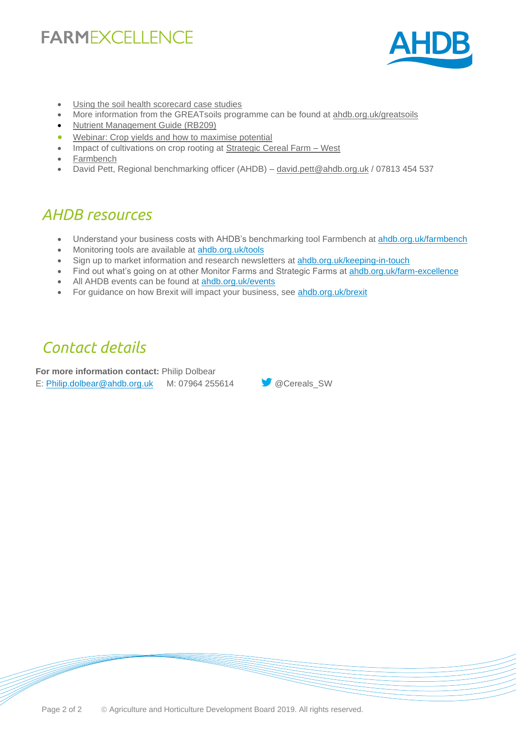- Using the soil health scorecard case studies
- More information from the GREATsoils programme can be found at ahdb.org.uk/greatsoils
- Nutrient Management Guide (RB209)
- Webinar: Crop yields and how to maximise potential
- Impact of cultivations on crop rooting at Strategic Cereal Farm – West
- Farmbench
- David Pett, Regional benchmarking officer (AHDB) – david.pett@ahdb.org.uk / 07813 454 537

## *AHDB resources*

- Understand your business costs with AHDB's benchmarking tool Farmbench at ahdb.org.uk/farmbench
- Monitoring tools are available at ahdb.org.uk/tools
- Sign up to market information and research newsletters at ahdb.org.uk/keeping-in-touch
- Find out what's going on at other Monitor Farms and Strategic Farms at ahdb.org.uk/farm-excellence
- All AHDB events can be found at ahdb.org.uk/events
- For guidance on how Brexit will impact your business, see ahdb.org.uk/brexit

## *Contact details*

**For more information contact:** Philip Dolbear
E: Philip.dolbear@ahdb.org.uk M: 07964 255614 @Cereals_SW